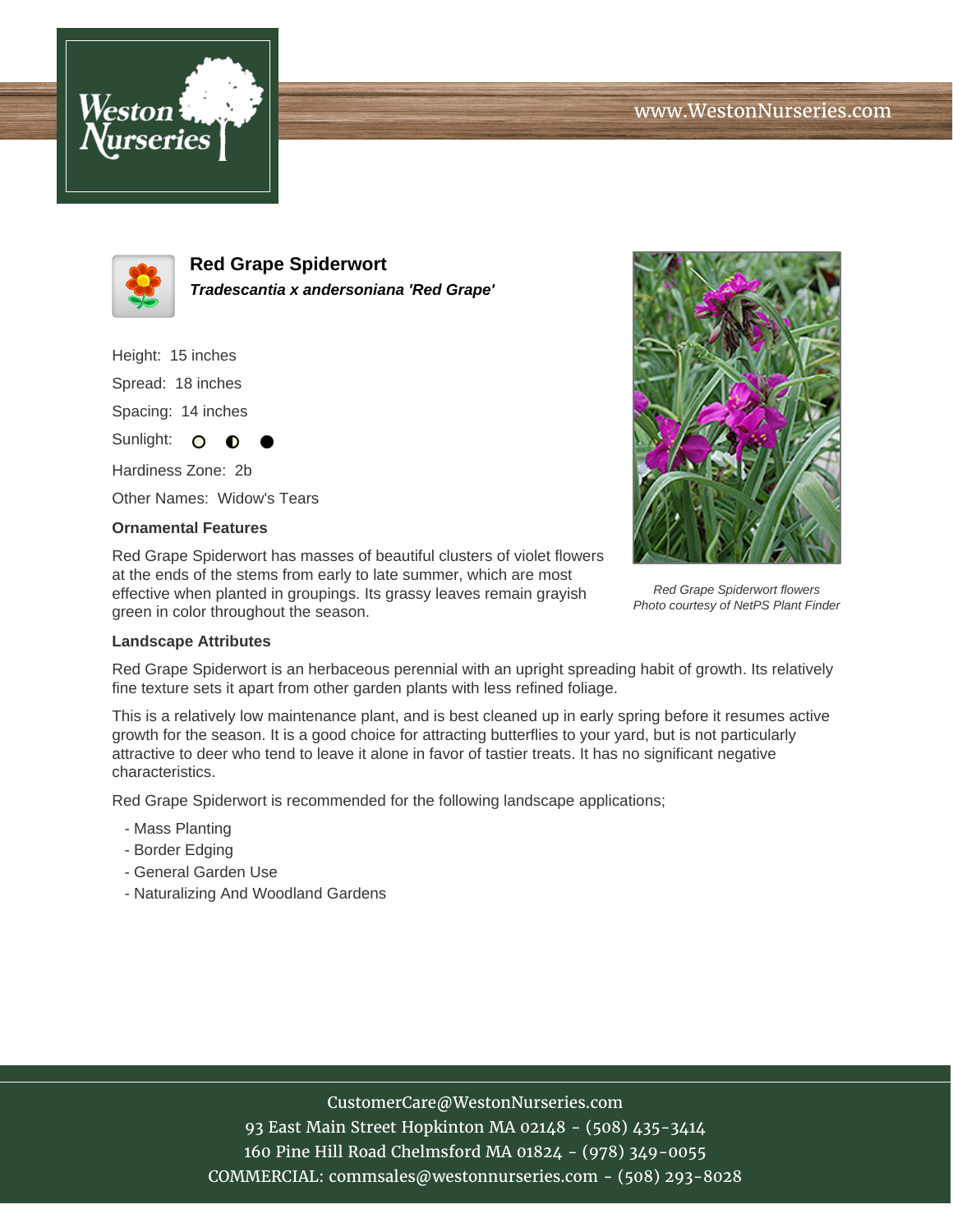# Red Grape Spiderwort

***Tradescantia x andersoniana 'Red Grape'***

Height: 15 inches

Spread: 18 inches

Spacing: 14 inches

Sunlight: ○ ◐ ●

Hardiness Zone: 2b

Other Names: Widow's Tears

### Ornamental Features

Red Grape Spiderwort has masses of beautiful clusters of violet flowers at the ends of the stems from early to late summer, which are most effective when planted in groupings. Its grassy leaves remain grayish green in color throughout the season.

*Red Grape Spiderwort flowers*
*Photo courtesy of NetPS Plant Finder*

### Landscape Attributes

Red Grape Spiderwort is an herbaceous perennial with an upright spreading habit of growth. Its relatively fine texture sets it apart from other garden plants with less refined foliage.

This is a relatively low maintenance plant, and is best cleaned up in early spring before it resumes active growth for the season. It is a good choice for attracting butterflies to your yard, but is not particularly attractive to deer who tend to leave it alone in favor of tastier treats. It has no significant negative characteristics.

Red Grape Spiderwort is recommended for the following landscape applications;

- Mass Planting
- Border Edging
- General Garden Use
- Naturalizing And Woodland Gardens

CustomerCare@WestonNurseries.com
93 East Main Street Hopkinton MA 02148 - (508) 435-3414
160 Pine Hill Road Chelmsford MA 01824 - (978) 349-0055
COMMERCIAL: commsales@westonnurseries.com - (508) 293-8028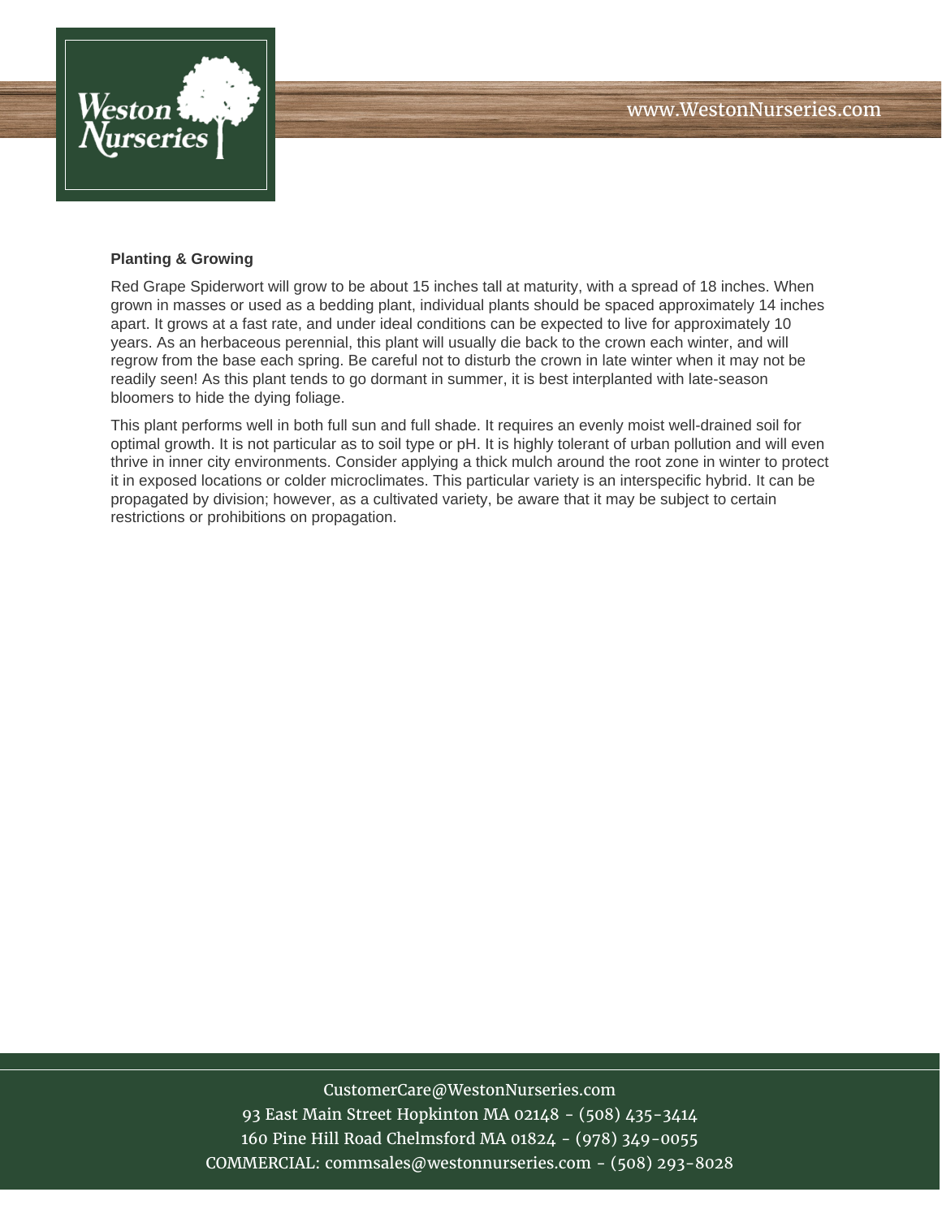### Planting & Growing

Red Grape Spiderwort will grow to be about 15 inches tall at maturity, with a spread of 18 inches. When grown in masses or used as a bedding plant, individual plants should be spaced approximately 14 inches apart. It grows at a fast rate, and under ideal conditions can be expected to live for approximately 10 years. As an herbaceous perennial, this plant will usually die back to the crown each winter, and will regrow from the base each spring. Be careful not to disturb the crown in late winter when it may not be readily seen! As this plant tends to go dormant in summer, it is best interplanted with late-season bloomers to hide the dying foliage.

This plant performs well in both full sun and full shade. It requires an evenly moist well-drained soil for optimal growth. It is not particular as to soil type or pH. It is highly tolerant of urban pollution and will even thrive in inner city environments. Consider applying a thick mulch around the root zone in winter to protect it in exposed locations or colder microclimates. This particular variety is an interspecific hybrid. It can be propagated by division; however, as a cultivated variety, be aware that it may be subject to certain restrictions or prohibitions on propagation.